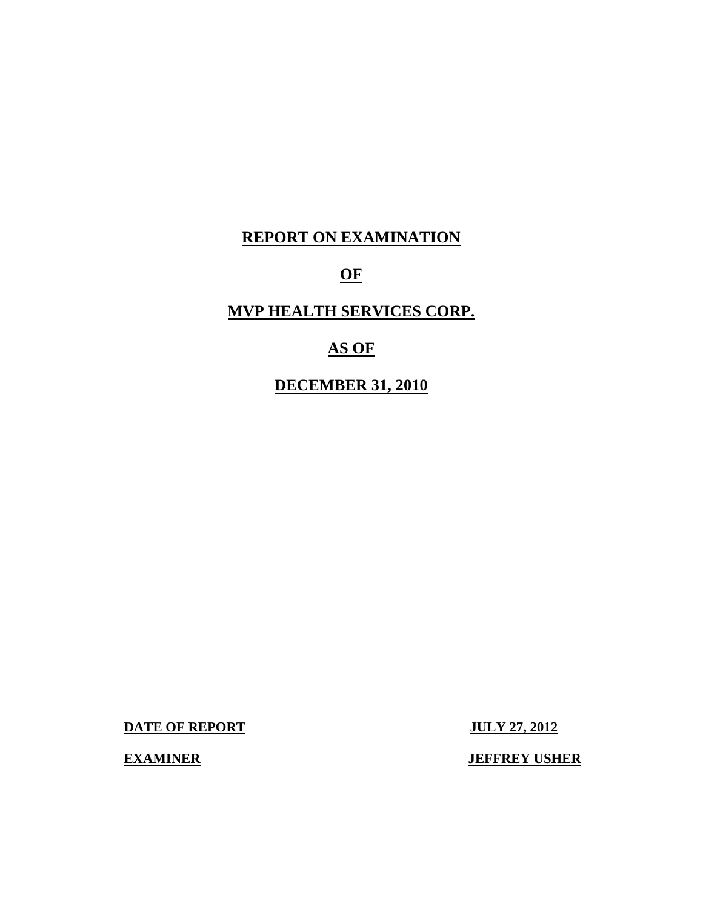# REPORT ON EXAMINATION

# OF

# MVP HEALTH SERVICES CORP.

# AS OF

# DECEMBER 31, 2010

**DATE OF REPORT** **JULY 27, 2012**

**EXAMINER** **JEFFREY USHER**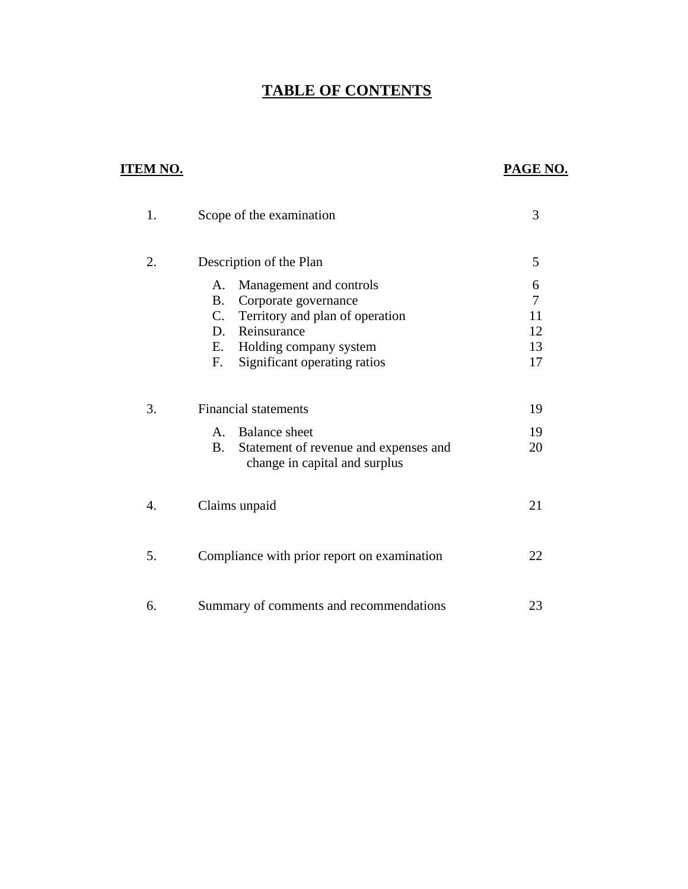# TABLE OF CONTENTS

| ITEM NO. | | PAGE NO. |
|---|---|---|
| 1. | Scope of the examination | 3 |
| 2. | Description of the Plan | 5 |
| | A. Management and controls | 6 |
| | B. Corporate governance | 7 |
| | C. Territory and plan of operation | 11 |
| | D. Reinsurance | 12 |
| | E. Holding company system | 13 |
| | F. Significant operating ratios | 17 |
| 3. | Financial statements | 19 |
| | A. Balance sheet | 19 |
| | B. Statement of revenue and expenses and change in capital and surplus | 20 |
| 4. | Claims unpaid | 21 |
| 5. | Compliance with prior report on examination | 22 |
| 6. | Summary of comments and recommendations | 23 |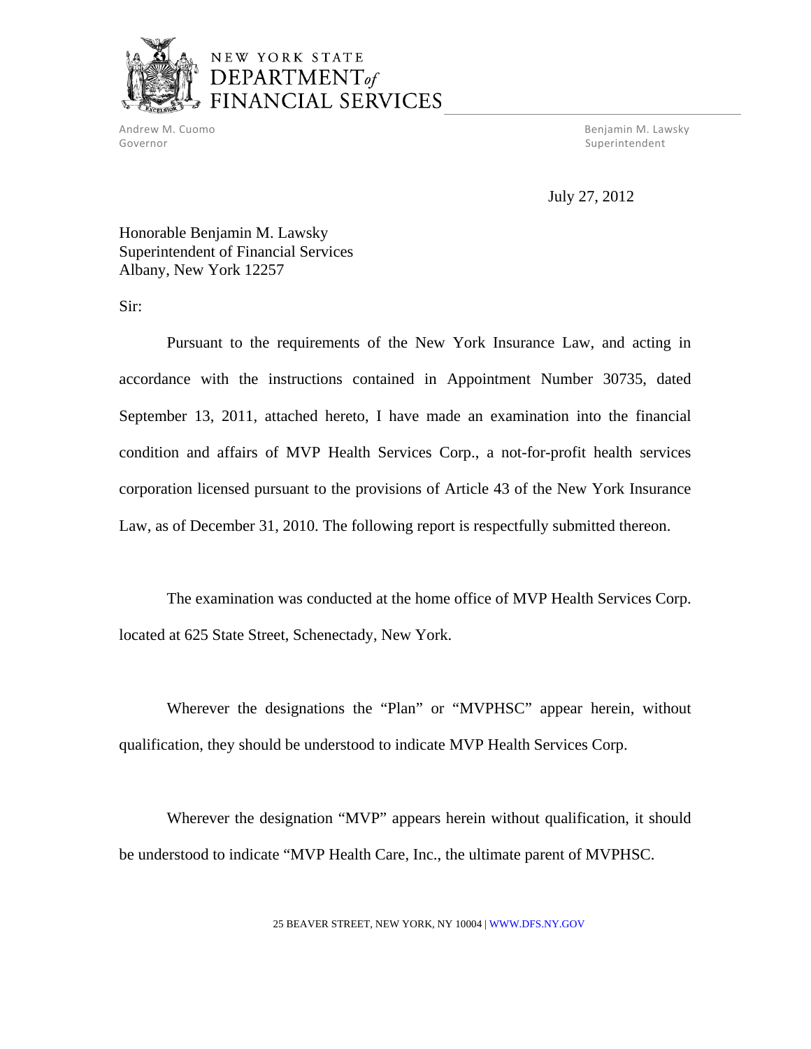NEW YORK STATE
DEPARTMENT of
FINANCIAL SERVICES

Andrew M. Cuomo
Governor

Benjamin M. Lawsky
Superintendent

July 27, 2012

Honorable Benjamin M. Lawsky
Superintendent of Financial Services
Albany, New York 12257

Sir:

Pursuant to the requirements of the New York Insurance Law, and acting in accordance with the instructions contained in Appointment Number 30735, dated September 13, 2011, attached hereto, I have made an examination into the financial condition and affairs of MVP Health Services Corp., a not-for-profit health services corporation licensed pursuant to the provisions of Article 43 of the New York Insurance Law, as of December 31, 2010. The following report is respectfully submitted thereon.

The examination was conducted at the home office of MVP Health Services Corp. located at 625 State Street, Schenectady, New York.

Wherever the designations the "Plan" or "MVPHSC" appear herein, without qualification, they should be understood to indicate MVP Health Services Corp.

Wherever the designation "MVP" appears herein without qualification, it should be understood to indicate "MVP Health Care, Inc., the ultimate parent of MVPHSC.

25 BEAVER STREET, NEW YORK, NY 10004 | WWW.DFS.NY.GOV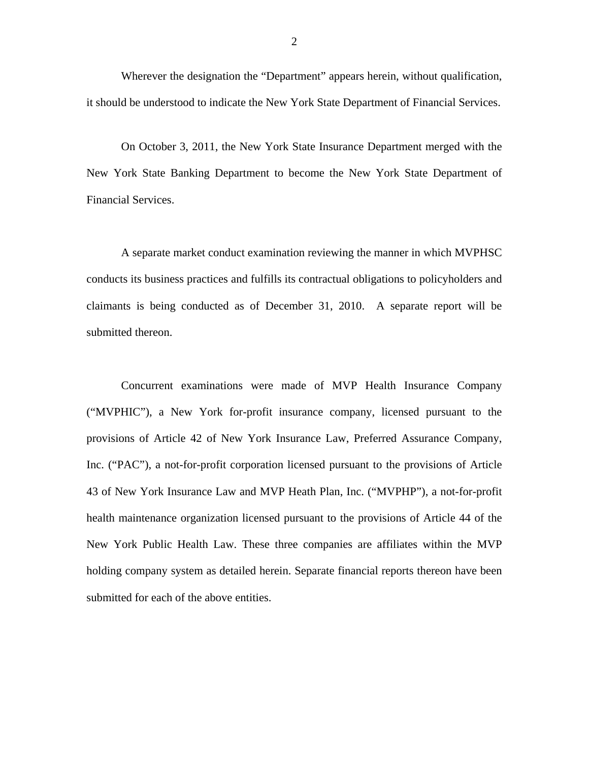Wherever the designation the "Department" appears herein, without qualification, it should be understood to indicate the New York State Department of Financial Services.

On October 3, 2011, the New York State Insurance Department merged with the New York State Banking Department to become the New York State Department of Financial Services.

A separate market conduct examination reviewing the manner in which MVPHSC conducts its business practices and fulfills its contractual obligations to policyholders and claimants is being conducted as of December 31, 2010. A separate report will be submitted thereon.

Concurrent examinations were made of MVP Health Insurance Company ("MVPHIC"), a New York for-profit insurance company, licensed pursuant to the provisions of Article 42 of New York Insurance Law, Preferred Assurance Company, Inc. ("PAC"), a not-for-profit corporation licensed pursuant to the provisions of Article 43 of New York Insurance Law and MVP Heath Plan, Inc. ("MVPHP"), a not-for-profit health maintenance organization licensed pursuant to the provisions of Article 44 of the New York Public Health Law. These three companies are affiliates within the MVP holding company system as detailed herein. Separate financial reports thereon have been submitted for each of the above entities.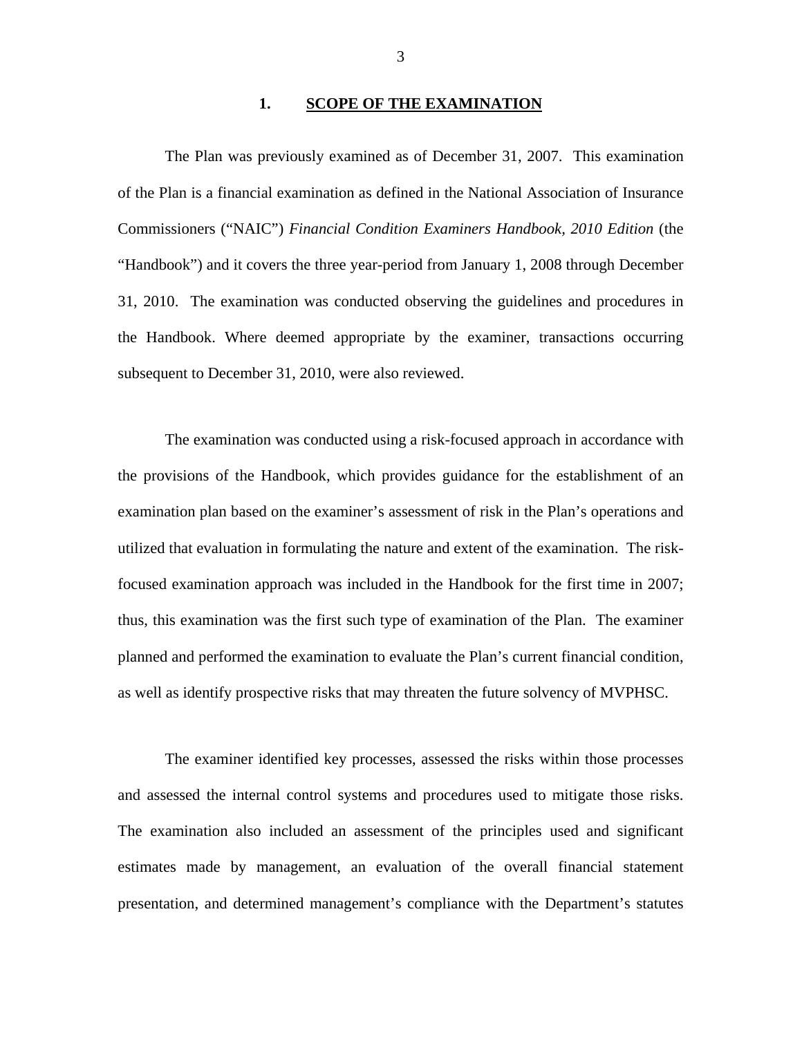## 1. SCOPE OF THE EXAMINATION

The Plan was previously examined as of December 31, 2007. This examination of the Plan is a financial examination as defined in the National Association of Insurance Commissioners ("NAIC") *Financial Condition Examiners Handbook, 2010 Edition* (the "Handbook") and it covers the three year-period from January 1, 2008 through December 31, 2010. The examination was conducted observing the guidelines and procedures in the Handbook. Where deemed appropriate by the examiner, transactions occurring subsequent to December 31, 2010, were also reviewed.

The examination was conducted using a risk-focused approach in accordance with the provisions of the Handbook, which provides guidance for the establishment of an examination plan based on the examiner's assessment of risk in the Plan's operations and utilized that evaluation in formulating the nature and extent of the examination. The risk-focused examination approach was included in the Handbook for the first time in 2007; thus, this examination was the first such type of examination of the Plan. The examiner planned and performed the examination to evaluate the Plan's current financial condition, as well as identify prospective risks that may threaten the future solvency of MVPHSC.

The examiner identified key processes, assessed the risks within those processes and assessed the internal control systems and procedures used to mitigate those risks. The examination also included an assessment of the principles used and significant estimates made by management, an evaluation of the overall financial statement presentation, and determined management's compliance with the Department's statutes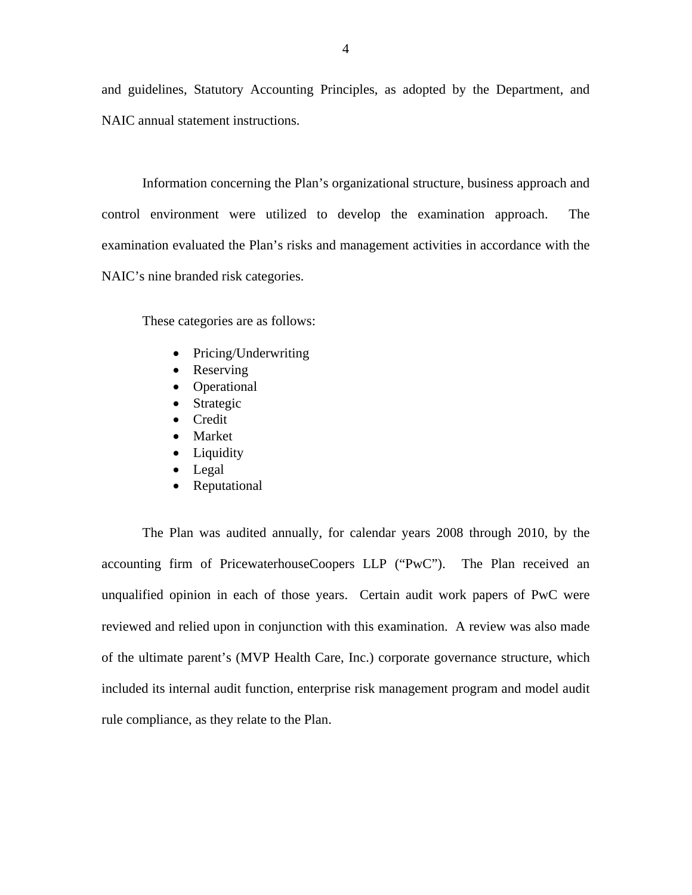and guidelines, Statutory Accounting Principles, as adopted by the Department, and NAIC annual statement instructions.

Information concerning the Plan's organizational structure, business approach and control environment were utilized to develop the examination approach. The examination evaluated the Plan's risks and management activities in accordance with the NAIC's nine branded risk categories.

These categories are as follows:

- Pricing/Underwriting
- Reserving
- Operational
- Strategic
- Credit
- Market
- Liquidity
- Legal
- Reputational

The Plan was audited annually, for calendar years 2008 through 2010, by the accounting firm of PricewaterhouseCoopers LLP ("PwC"). The Plan received an unqualified opinion in each of those years. Certain audit work papers of PwC were reviewed and relied upon in conjunction with this examination. A review was also made of the ultimate parent's (MVP Health Care, Inc.) corporate governance structure, which included its internal audit function, enterprise risk management program and model audit rule compliance, as they relate to the Plan.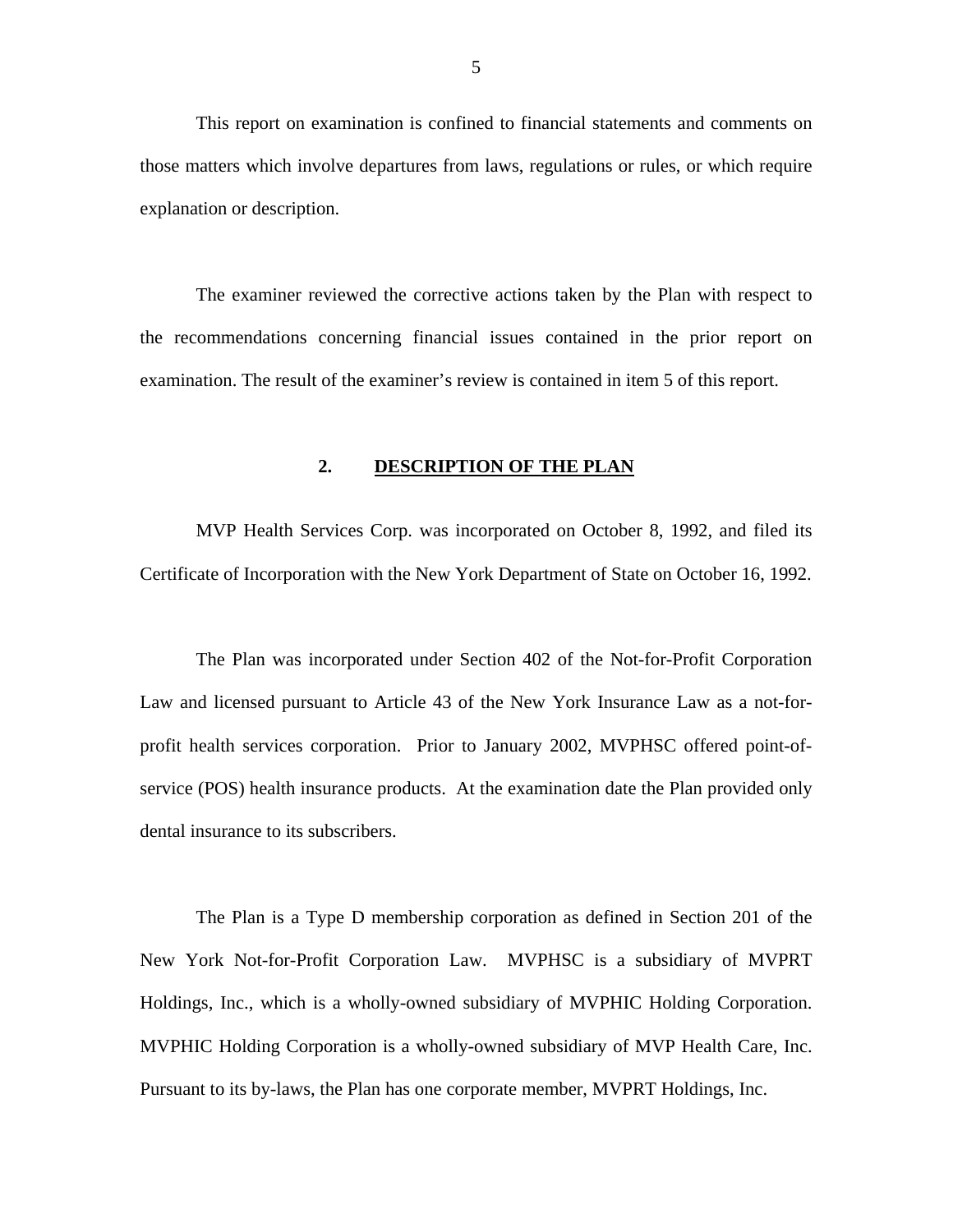This report on examination is confined to financial statements and comments on those matters which involve departures from laws, regulations or rules, or which require explanation or description.

The examiner reviewed the corrective actions taken by the Plan with respect to the recommendations concerning financial issues contained in the prior report on examination. The result of the examiner's review is contained in item 5 of this report.

## 2. DESCRIPTION OF THE PLAN

MVP Health Services Corp. was incorporated on October 8, 1992, and filed its Certificate of Incorporation with the New York Department of State on October 16, 1992.

The Plan was incorporated under Section 402 of the Not-for-Profit Corporation Law and licensed pursuant to Article 43 of the New York Insurance Law as a not-for-profit health services corporation. Prior to January 2002, MVPHSC offered point-of-service (POS) health insurance products. At the examination date the Plan provided only dental insurance to its subscribers.

The Plan is a Type D membership corporation as defined in Section 201 of the New York Not-for-Profit Corporation Law. MVPHSC is a subsidiary of MVPRT Holdings, Inc., which is a wholly-owned subsidiary of MVPHIC Holding Corporation. MVPHIC Holding Corporation is a wholly-owned subsidiary of MVP Health Care, Inc. Pursuant to its by-laws, the Plan has one corporate member, MVPRT Holdings, Inc.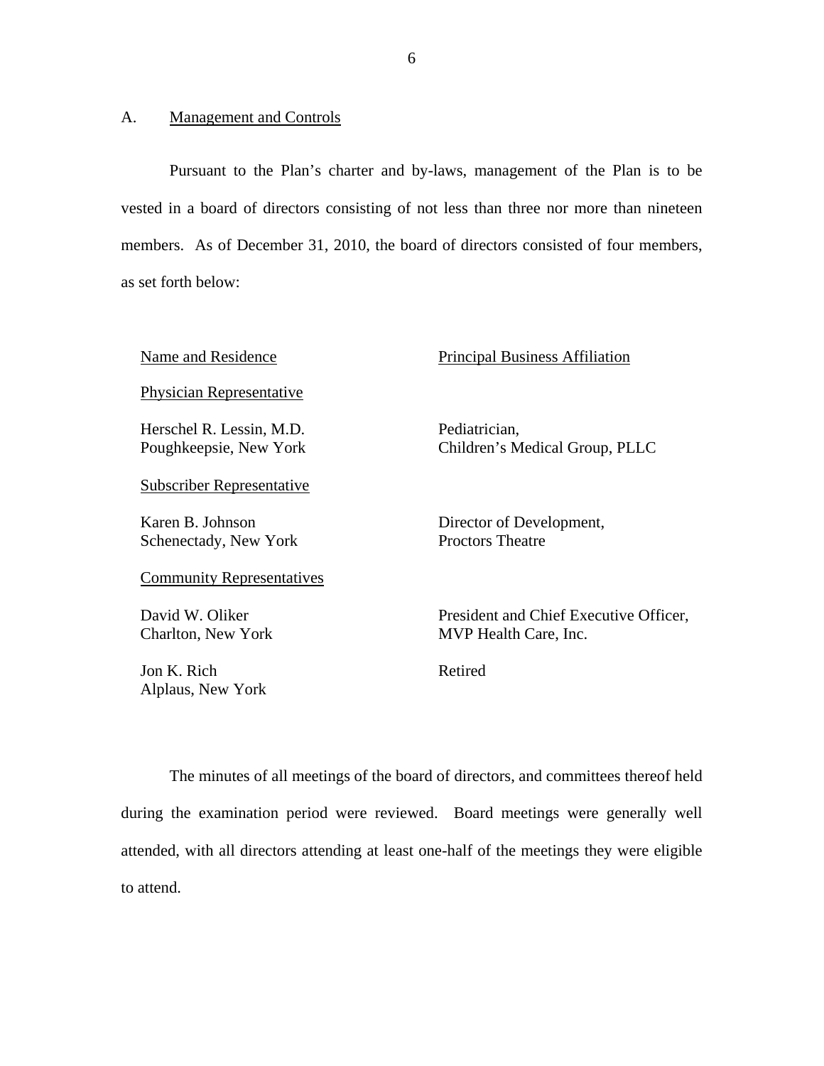## A. Management and Controls

Pursuant to the Plan's charter and by-laws, management of the Plan is to be vested in a board of directors consisting of not less than three nor more than nineteen members. As of December 31, 2010, the board of directors consisted of four members, as set forth below:

| Name and Residence | Principal Business Affiliation |
|---|---|
| Physician Representative | |
| Herschel R. Lessin, M.D.<br>Poughkeepsie, New York | Pediatrician,<br>Children's Medical Group, PLLC |
| Subscriber Representative | |
| Karen B. Johnson<br>Schenectady, New York | Director of Development,<br>Proctors Theatre |
| Community Representatives | |
| David W. Oliker<br>Charlton, New York | President and Chief Executive Officer,<br>MVP Health Care, Inc. |
| Jon K. Rich<br>Alplaus, New York | Retired |

The minutes of all meetings of the board of directors, and committees thereof held during the examination period were reviewed. Board meetings were generally well attended, with all directors attending at least one-half of the meetings they were eligible to attend.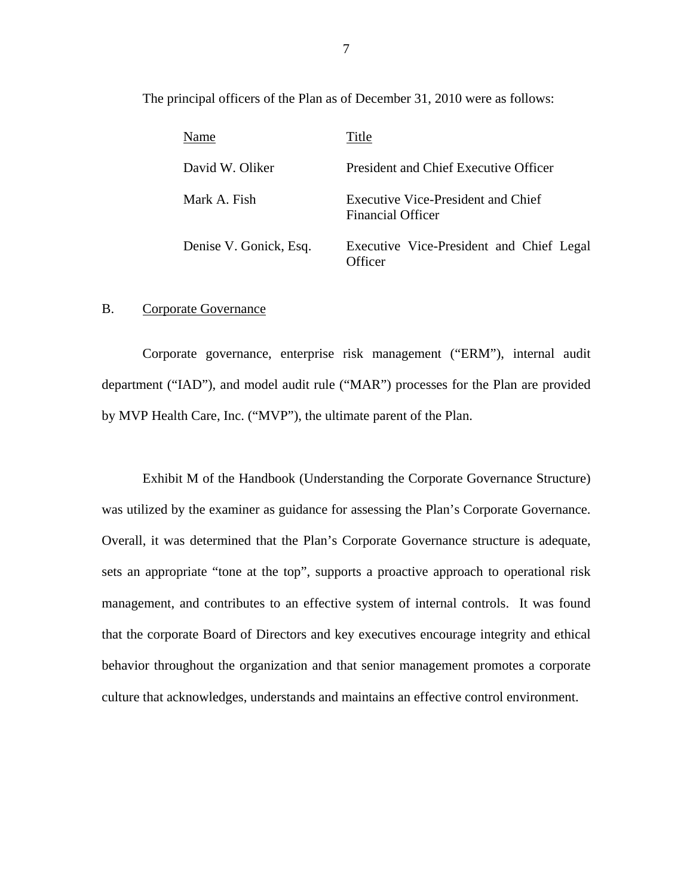The principal officers of the Plan as of December 31, 2010 were as follows:

| Name | Title |
|---|---|
| David W. Oliker | President and Chief Executive Officer |
| Mark A. Fish | Executive Vice-President and Chief Financial Officer |
| Denise V. Gonick, Esq. | Executive Vice-President and Chief Legal Officer |

B. Corporate Governance

Corporate governance, enterprise risk management ("ERM"), internal audit department ("IAD"), and model audit rule ("MAR") processes for the Plan are provided by MVP Health Care, Inc. ("MVP"), the ultimate parent of the Plan.

Exhibit M of the Handbook (Understanding the Corporate Governance Structure) was utilized by the examiner as guidance for assessing the Plan's Corporate Governance. Overall, it was determined that the Plan's Corporate Governance structure is adequate, sets an appropriate "tone at the top", supports a proactive approach to operational risk management, and contributes to an effective system of internal controls. It was found that the corporate Board of Directors and key executives encourage integrity and ethical behavior throughout the organization and that senior management promotes a corporate culture that acknowledges, understands and maintains an effective control environment.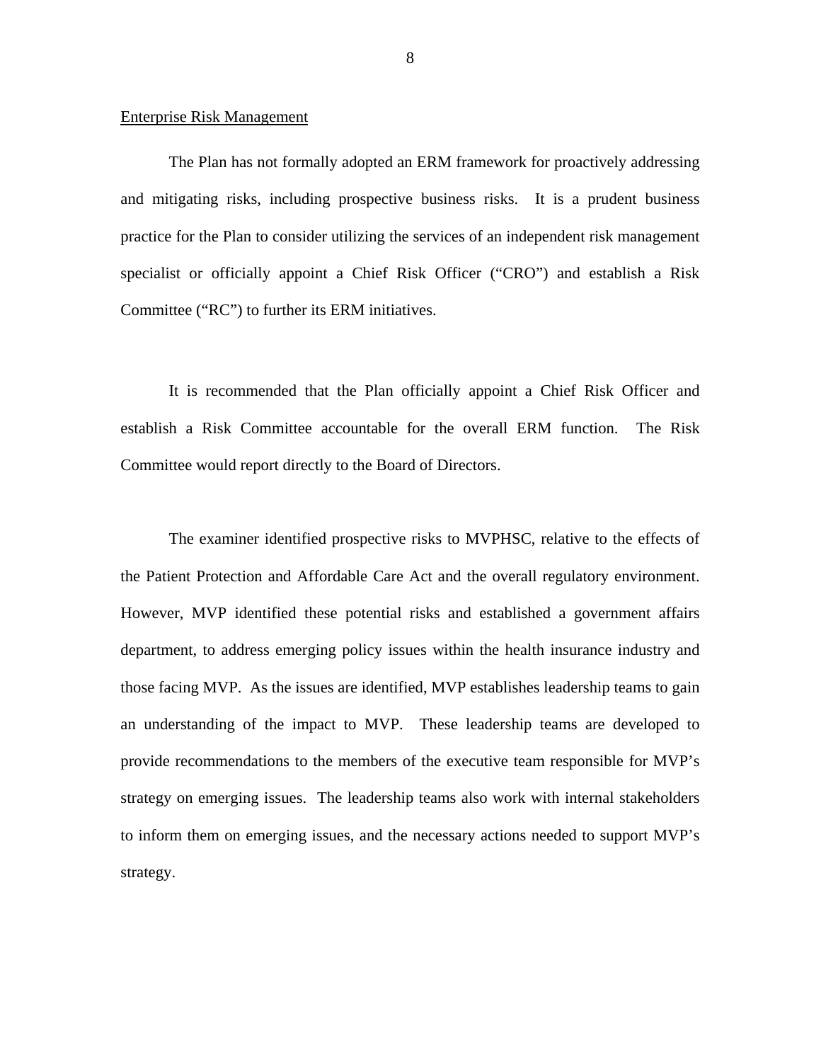## Enterprise Risk Management

The Plan has not formally adopted an ERM framework for proactively addressing and mitigating risks, including prospective business risks. It is a prudent business practice for the Plan to consider utilizing the services of an independent risk management specialist or officially appoint a Chief Risk Officer ("CRO") and establish a Risk Committee ("RC") to further its ERM initiatives.

It is recommended that the Plan officially appoint a Chief Risk Officer and establish a Risk Committee accountable for the overall ERM function. The Risk Committee would report directly to the Board of Directors.

The examiner identified prospective risks to MVPHSC, relative to the effects of the Patient Protection and Affordable Care Act and the overall regulatory environment. However, MVP identified these potential risks and established a government affairs department, to address emerging policy issues within the health insurance industry and those facing MVP. As the issues are identified, MVP establishes leadership teams to gain an understanding of the impact to MVP. These leadership teams are developed to provide recommendations to the members of the executive team responsible for MVP's strategy on emerging issues. The leadership teams also work with internal stakeholders to inform them on emerging issues, and the necessary actions needed to support MVP's strategy.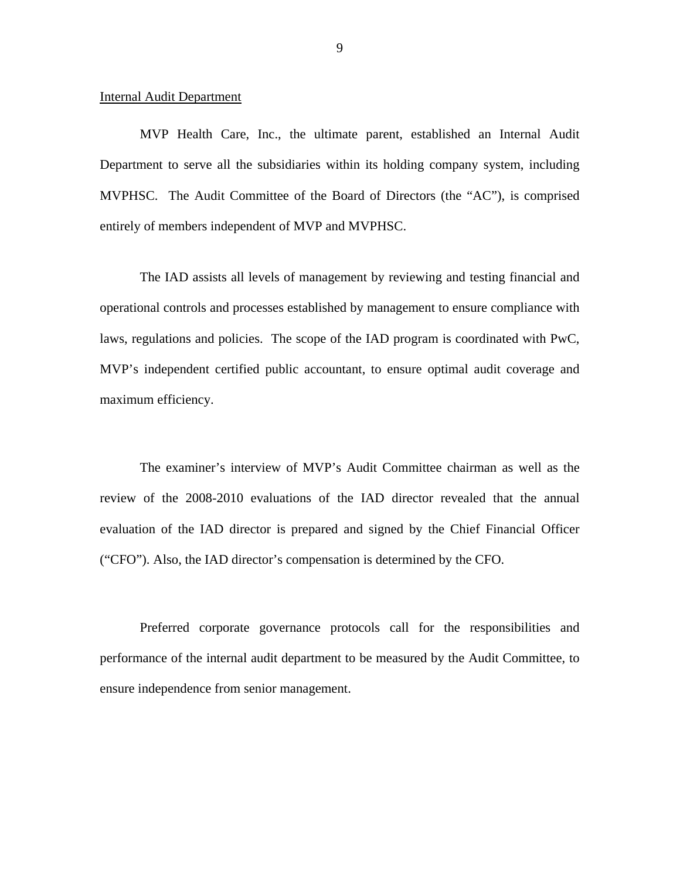Internal Audit Department

MVP Health Care, Inc., the ultimate parent, established an Internal Audit Department to serve all the subsidiaries within its holding company system, including MVPHSC. The Audit Committee of the Board of Directors (the "AC"), is comprised entirely of members independent of MVP and MVPHSC.

The IAD assists all levels of management by reviewing and testing financial and operational controls and processes established by management to ensure compliance with laws, regulations and policies. The scope of the IAD program is coordinated with PwC, MVP's independent certified public accountant, to ensure optimal audit coverage and maximum efficiency.

The examiner's interview of MVP's Audit Committee chairman as well as the review of the 2008-2010 evaluations of the IAD director revealed that the annual evaluation of the IAD director is prepared and signed by the Chief Financial Officer ("CFO"). Also, the IAD director's compensation is determined by the CFO.

Preferred corporate governance protocols call for the responsibilities and performance of the internal audit department to be measured by the Audit Committee, to ensure independence from senior management.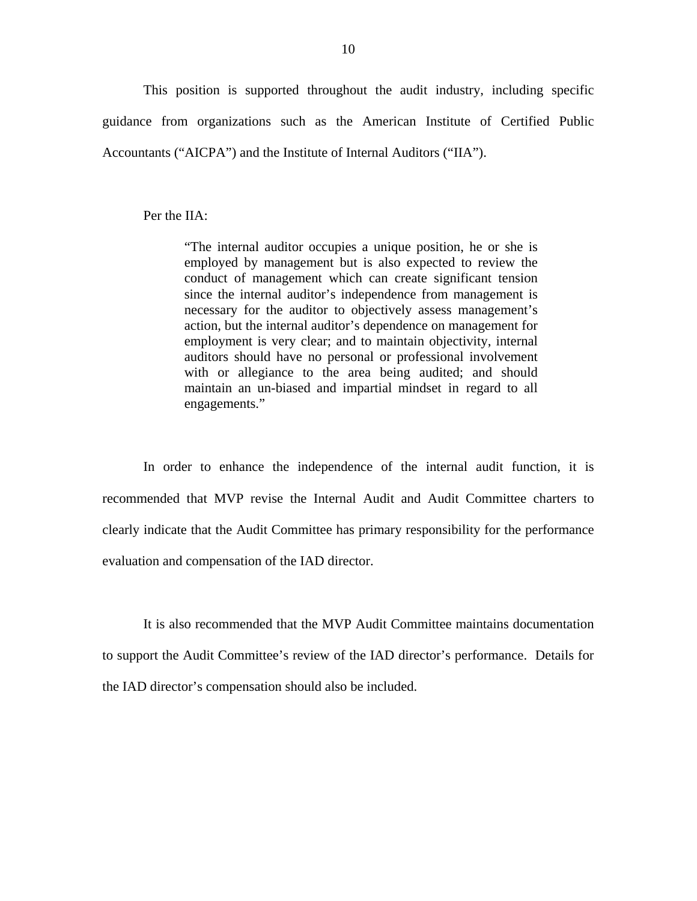This position is supported throughout the audit industry, including specific guidance from organizations such as the American Institute of Certified Public Accountants ("AICPA") and the Institute of Internal Auditors ("IIA").

Per the IIA:

> "The internal auditor occupies a unique position, he or she is employed by management but is also expected to review the conduct of management which can create significant tension since the internal auditor's independence from management is necessary for the auditor to objectively assess management's action, but the internal auditor's dependence on management for employment is very clear; and to maintain objectivity, internal auditors should have no personal or professional involvement with or allegiance to the area being audited; and should maintain an un-biased and impartial mindset in regard to all engagements."

In order to enhance the independence of the internal audit function, it is recommended that MVP revise the Internal Audit and Audit Committee charters to clearly indicate that the Audit Committee has primary responsibility for the performance evaluation and compensation of the IAD director.

It is also recommended that the MVP Audit Committee maintains documentation to support the Audit Committee's review of the IAD director's performance. Details for the IAD director's compensation should also be included.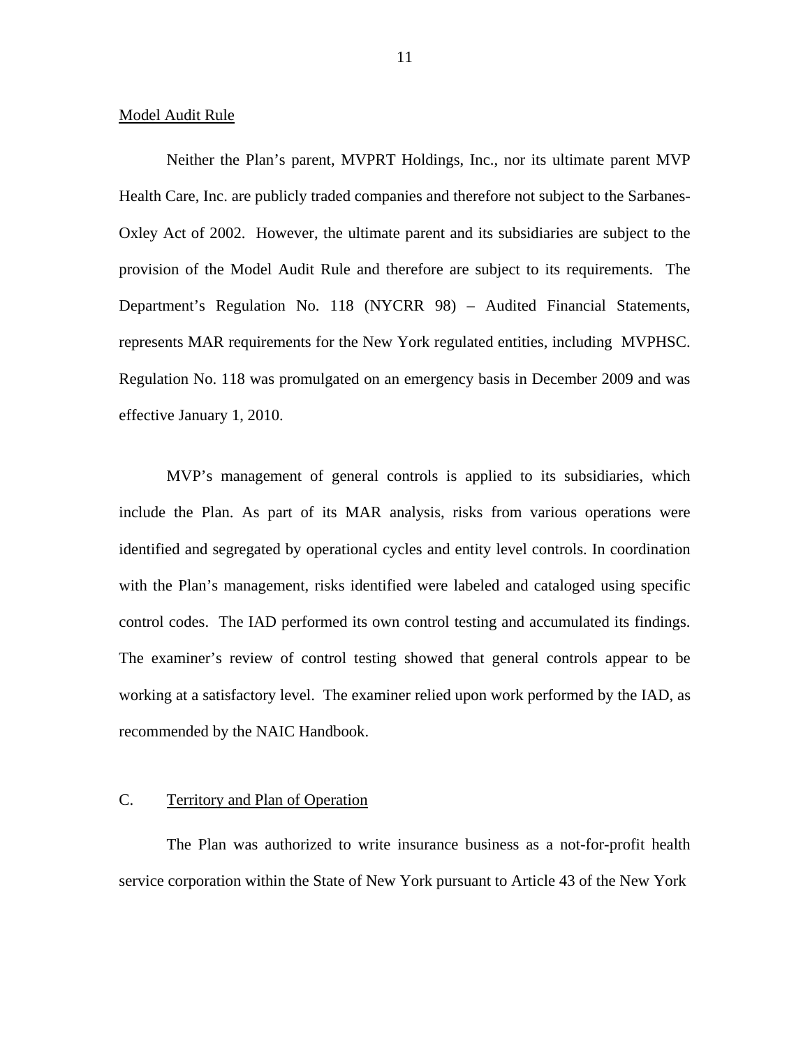Model Audit Rule

Neither the Plan's parent, MVPRT Holdings, Inc., nor its ultimate parent MVP Health Care, Inc. are publicly traded companies and therefore not subject to the Sarbanes-Oxley Act of 2002. However, the ultimate parent and its subsidiaries are subject to the provision of the Model Audit Rule and therefore are subject to its requirements. The Department's Regulation No. 118 (NYCRR 98) – Audited Financial Statements, represents MAR requirements for the New York regulated entities, including MVPHSC. Regulation No. 118 was promulgated on an emergency basis in December 2009 and was effective January 1, 2010.

MVP's management of general controls is applied to its subsidiaries, which include the Plan. As part of its MAR analysis, risks from various operations were identified and segregated by operational cycles and entity level controls. In coordination with the Plan's management, risks identified were labeled and cataloged using specific control codes. The IAD performed its own control testing and accumulated its findings. The examiner's review of control testing showed that general controls appear to be working at a satisfactory level. The examiner relied upon work performed by the IAD, as recommended by the NAIC Handbook.

## C. Territory and Plan of Operation

The Plan was authorized to write insurance business as a not-for-profit health service corporation within the State of New York pursuant to Article 43 of the New York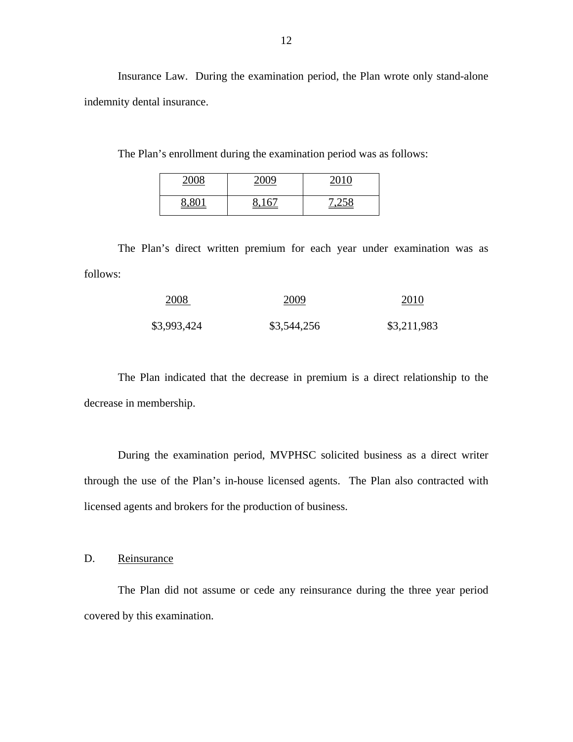Insurance Law. During the examination period, the Plan wrote only stand-alone indemnity dental insurance.

The Plan's enrollment during the examination period was as follows:

| 2008 | 2009 | 2010 |
|---|---|---|
| 8,801 | 8,167 | 7,258 |

The Plan's direct written premium for each year under examination was as follows:

| 2008 | 2009 | 2010 |
|---|---|---|
| $3,993,424 | $3,544,256 | $3,211,983 |

The Plan indicated that the decrease in premium is a direct relationship to the decrease in membership.

During the examination period, MVPHSC solicited business as a direct writer through the use of the Plan's in-house licensed agents. The Plan also contracted with licensed agents and brokers for the production of business.

## D. Reinsurance

The Plan did not assume or cede any reinsurance during the three year period covered by this examination.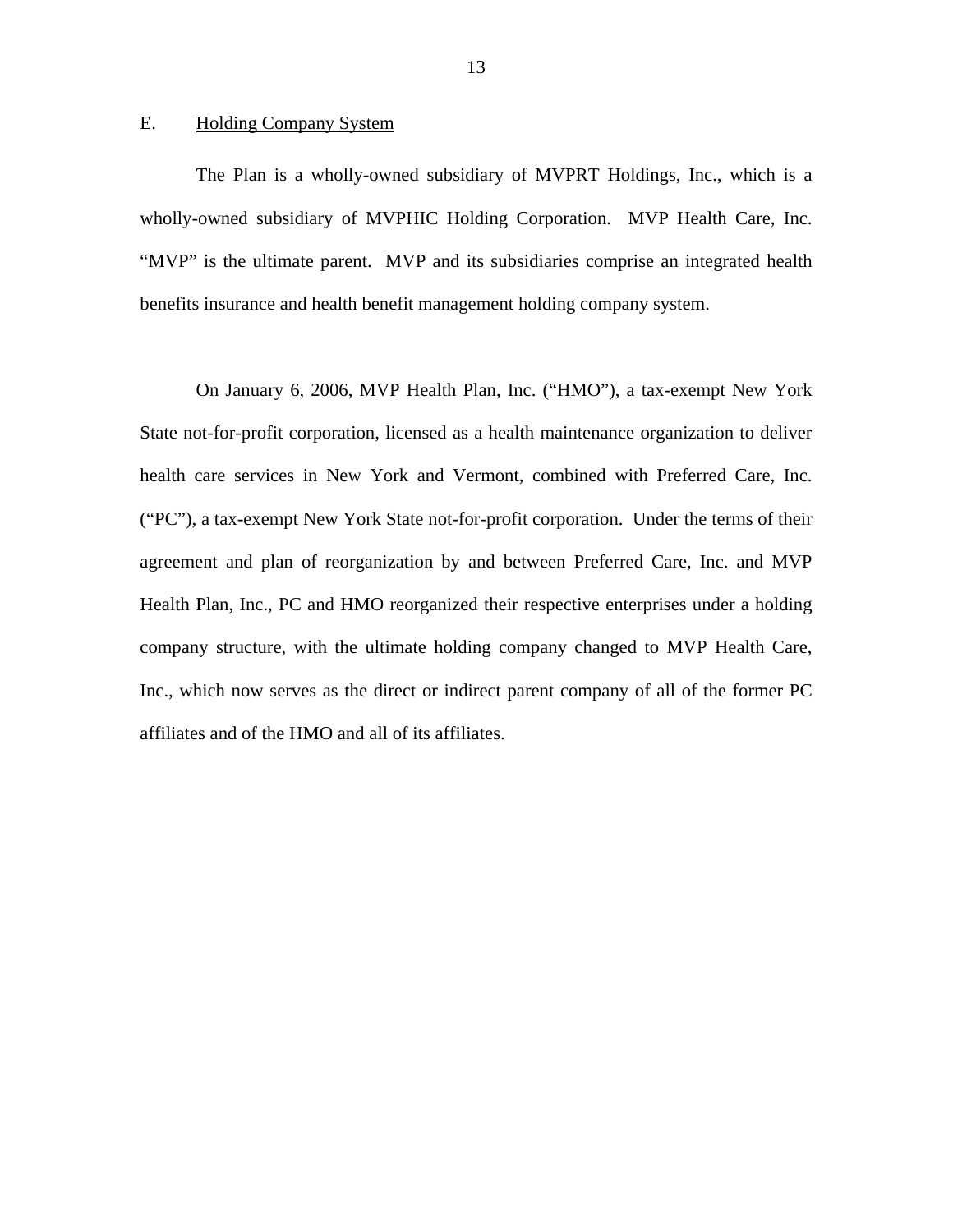## E. Holding Company System

The Plan is a wholly-owned subsidiary of MVPRT Holdings, Inc., which is a wholly-owned subsidiary of MVPHIC Holding Corporation. MVP Health Care, Inc. "MVP" is the ultimate parent. MVP and its subsidiaries comprise an integrated health benefits insurance and health benefit management holding company system.

On January 6, 2006, MVP Health Plan, Inc. ("HMO"), a tax-exempt New York State not-for-profit corporation, licensed as a health maintenance organization to deliver health care services in New York and Vermont, combined with Preferred Care, Inc. ("PC"), a tax-exempt New York State not-for-profit corporation. Under the terms of their agreement and plan of reorganization by and between Preferred Care, Inc. and MVP Health Plan, Inc., PC and HMO reorganized their respective enterprises under a holding company structure, with the ultimate holding company changed to MVP Health Care, Inc., which now serves as the direct or indirect parent company of all of the former PC affiliates and of the HMO and all of its affiliates.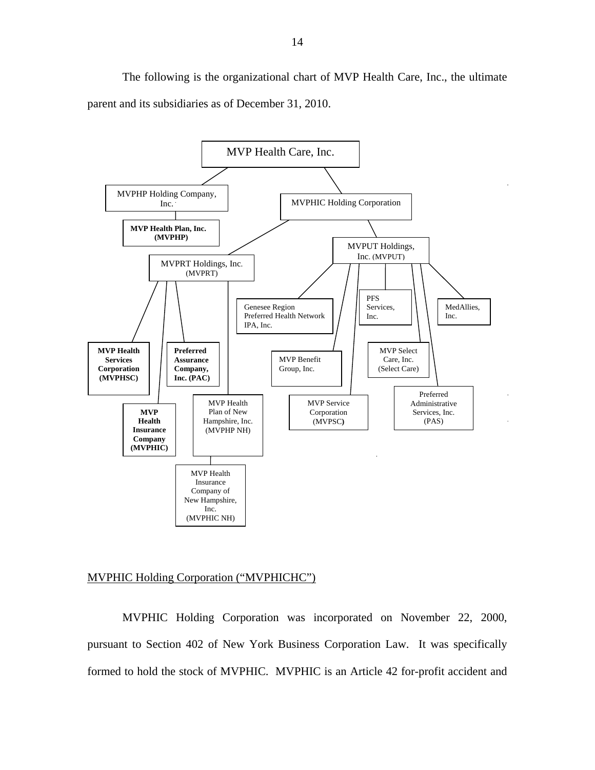The following is the organizational chart of MVP Health Care, Inc., the ultimate parent and its subsidiaries as of December 31, 2010.

- MVP Health Care, Inc.
  - MVPHP Holding Company, Inc.
    - **MVP Health Plan, Inc. (MVPHP)**
  - MVPHIC Holding Corporation
    - MVPRT Holdings, Inc. (MVPRT)
      - **MVP Health Services Corporation (MVPHSC)**
      - **MVP Health Insurance Company (MVPHIC)**
      - **Preferred Assurance Company, Inc. (PAC)**
      - MVP Health Plan of New Hampshire, Inc. (MVPHP NH)
        - MVP Health Insurance Company of New Hampshire, Inc. (MVPHIC NH)
    - MVPUT Holdings, Inc. (MVPUT)
      - Genesee Region Preferred Health Network IPA, Inc.
      - MVP Benefit Group, Inc.
      - MVP Service Corporation (MVPSC)
      - PFS Services, Inc.
      - MVP Select Care, Inc. (Select Care)
      - Preferred Administrative Services, Inc. (PAS)
      - MedAllies, Inc.

MVPHIC Holding Corporation ("MVPHICHC")

MVPHIC Holding Corporation was incorporated on November 22, 2000, pursuant to Section 402 of New York Business Corporation Law. It was specifically formed to hold the stock of MVPHIC. MVPHIC is an Article 42 for-profit accident and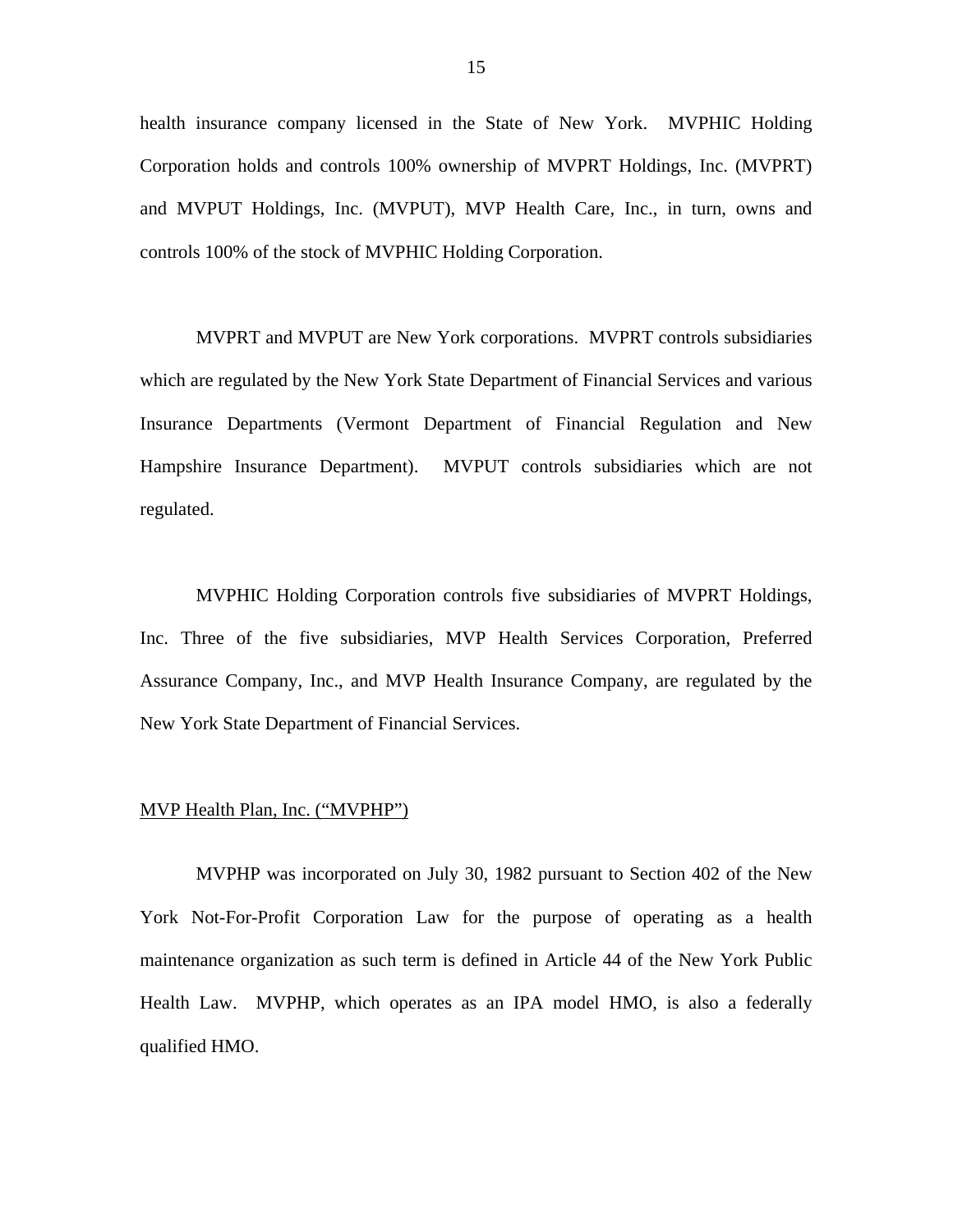health insurance company licensed in the State of New York. MVPHIC Holding Corporation holds and controls 100% ownership of MVPRT Holdings, Inc. (MVPRT) and MVPUT Holdings, Inc. (MVPUT), MVP Health Care, Inc., in turn, owns and controls 100% of the stock of MVPHIC Holding Corporation.

MVPRT and MVPUT are New York corporations. MVPRT controls subsidiaries which are regulated by the New York State Department of Financial Services and various Insurance Departments (Vermont Department of Financial Regulation and New Hampshire Insurance Department). MVPUT controls subsidiaries which are not regulated.

MVPHIC Holding Corporation controls five subsidiaries of MVPRT Holdings, Inc. Three of the five subsidiaries, MVP Health Services Corporation, Preferred Assurance Company, Inc., and MVP Health Insurance Company, are regulated by the New York State Department of Financial Services.

<u>MVP Health Plan, Inc. ("MVPHP")</u>

MVPHP was incorporated on July 30, 1982 pursuant to Section 402 of the New York Not-For-Profit Corporation Law for the purpose of operating as a health maintenance organization as such term is defined in Article 44 of the New York Public Health Law. MVPHP, which operates as an IPA model HMO, is also a federally qualified HMO.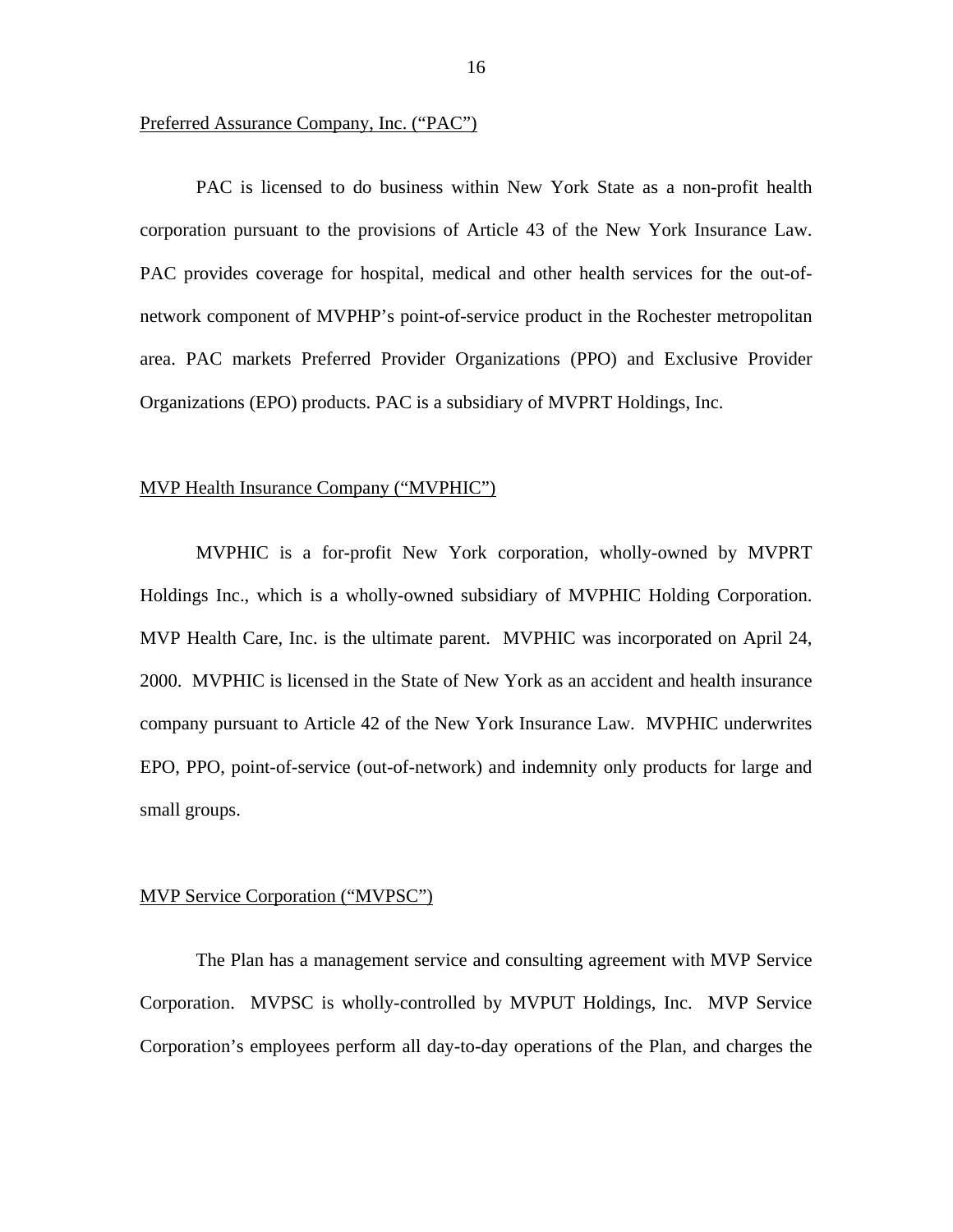Preferred Assurance Company, Inc. ("PAC")

PAC is licensed to do business within New York State as a non-profit health corporation pursuant to the provisions of Article 43 of the New York Insurance Law. PAC provides coverage for hospital, medical and other health services for the out-of-network component of MVPHP's point-of-service product in the Rochester metropolitan area. PAC markets Preferred Provider Organizations (PPO) and Exclusive Provider Organizations (EPO) products. PAC is a subsidiary of MVPRT Holdings, Inc.

MVP Health Insurance Company ("MVPHIC")

MVPHIC is a for-profit New York corporation, wholly-owned by MVPRT Holdings Inc., which is a wholly-owned subsidiary of MVPHIC Holding Corporation. MVP Health Care, Inc. is the ultimate parent. MVPHIC was incorporated on April 24, 2000. MVPHIC is licensed in the State of New York as an accident and health insurance company pursuant to Article 42 of the New York Insurance Law. MVPHIC underwrites EPO, PPO, point-of-service (out-of-network) and indemnity only products for large and small groups.

MVP Service Corporation ("MVPSC")

The Plan has a management service and consulting agreement with MVP Service Corporation. MVPSC is wholly-controlled by MVPUT Holdings, Inc. MVP Service Corporation's employees perform all day-to-day operations of the Plan, and charges the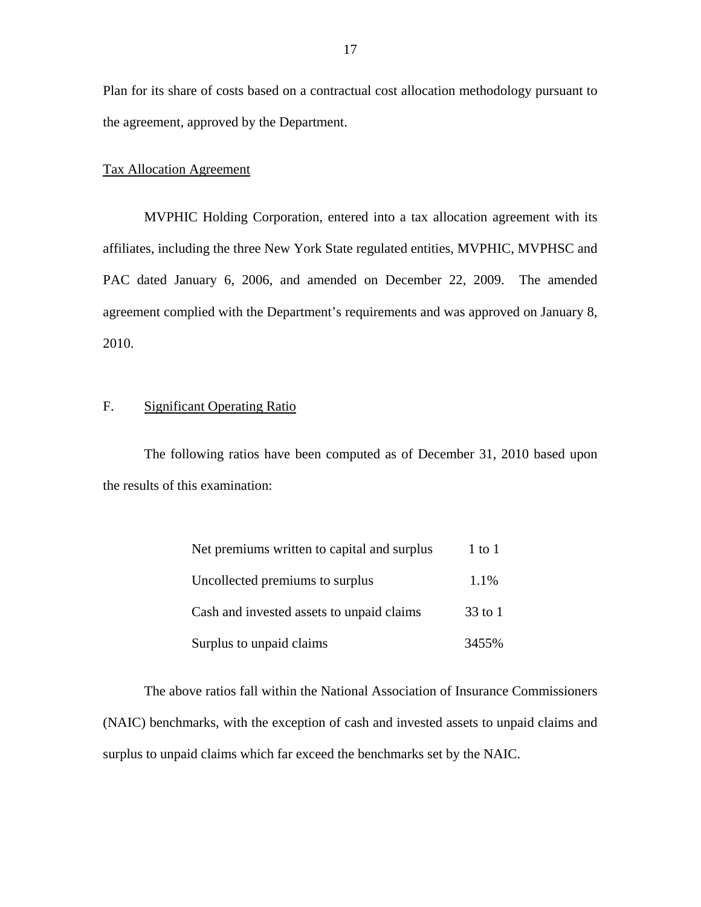Plan for its share of costs based on a contractual cost allocation methodology pursuant to the agreement, approved by the Department.

Tax Allocation Agreement

MVPHIC Holding Corporation, entered into a tax allocation agreement with its affiliates, including the three New York State regulated entities, MVPHIC, MVPHSC and PAC dated January 6, 2006, and amended on December 22, 2009. The amended agreement complied with the Department's requirements and was approved on January 8, 2010.

## F. Significant Operating Ratio

The following ratios have been computed as of December 31, 2010 based upon the results of this examination:

| | |
|---|---|
| Net premiums written to capital and surplus | 1 to 1 |
| Uncollected premiums to surplus | 1.1% |
| Cash and invested assets to unpaid claims | 33 to 1 |
| Surplus to unpaid claims | 3455% |

The above ratios fall within the National Association of Insurance Commissioners (NAIC) benchmarks, with the exception of cash and invested assets to unpaid claims and surplus to unpaid claims which far exceed the benchmarks set by the NAIC.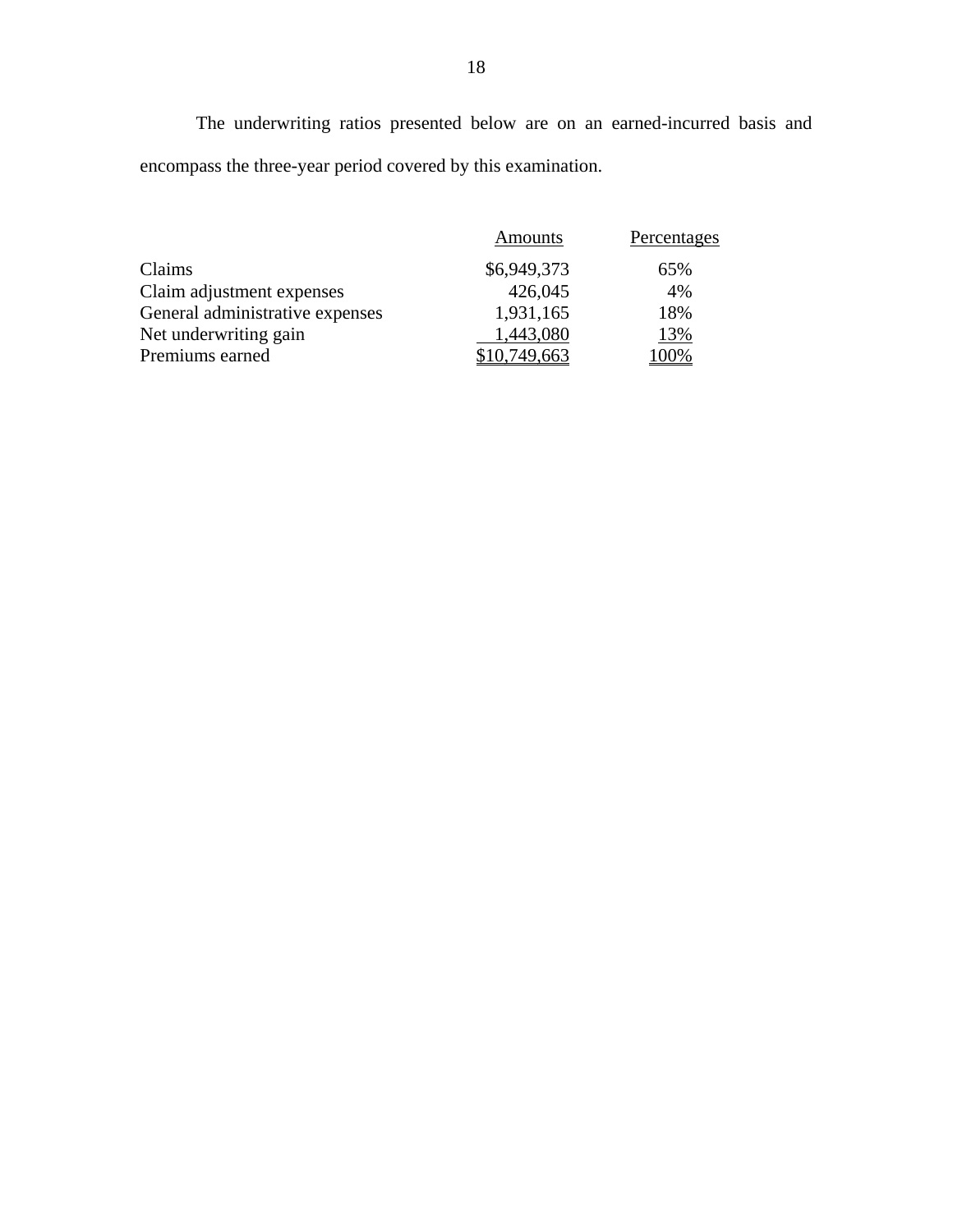The underwriting ratios presented below are on an earned-incurred basis and encompass the three-year period covered by this examination.

| | Amounts | Percentages |
|---|---|---|
| Claims | $6,949,373 | 65% |
| Claim adjustment expenses | 426,045 | 4% |
| General administrative expenses | 1,931,165 | 18% |
| Net underwriting gain | 1,443,080 | 13% |
| Premiums earned | $10,749,663 | 100% |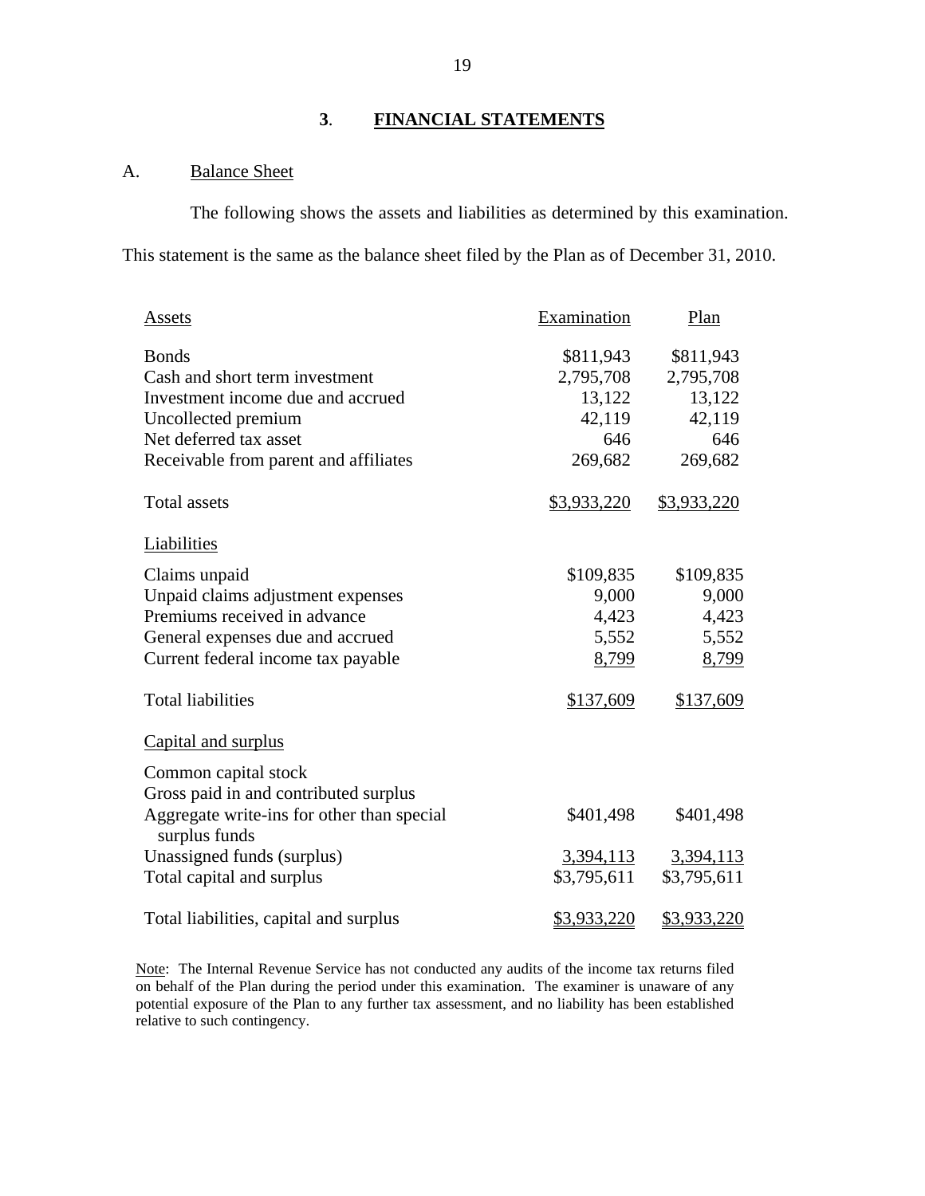## 3. FINANCIAL STATEMENTS

### A. Balance Sheet

The following shows the assets and liabilities as determined by this examination. This statement is the same as the balance sheet filed by the Plan as of December 31, 2010.

| Assets | Examination | Plan |
|---|---|---|
| Bonds | $811,943 | $811,943 |
| Cash and short term investment | 2,795,708 | 2,795,708 |
| Investment income due and accrued | 13,122 | 13,122 |
| Uncollected premium | 42,119 | 42,119 |
| Net deferred tax asset | 646 | 646 |
| Receivable from parent and affiliates | 269,682 | 269,682 |
| Total assets | $3,933,220 | $3,933,220 |
| **Liabilities** | | |
| Claims unpaid | $109,835 | $109,835 |
| Unpaid claims adjustment expenses | 9,000 | 9,000 |
| Premiums received in advance | 4,423 | 4,423 |
| General expenses due and accrued | 5,552 | 5,552 |
| Current federal income tax payable | 8,799 | 8,799 |
| Total liabilities | $137,609 | $137,609 |
| **Capital and surplus** | | |
| Common capital stock | | |
| Gross paid in and contributed surplus | | |
| Aggregate write-ins for other than special surplus funds | $401,498 | $401,498 |
| Unassigned funds (surplus) | 3,394,113 | 3,394,113 |
| Total capital and surplus | $3,795,611 | $3,795,611 |
| Total liabilities, capital and surplus | $3,933,220 | $3,933,220 |

Note: The Internal Revenue Service has not conducted any audits of the income tax returns filed on behalf of the Plan during the period under this examination. The examiner is unaware of any potential exposure of the Plan to any further tax assessment, and no liability has been established relative to such contingency.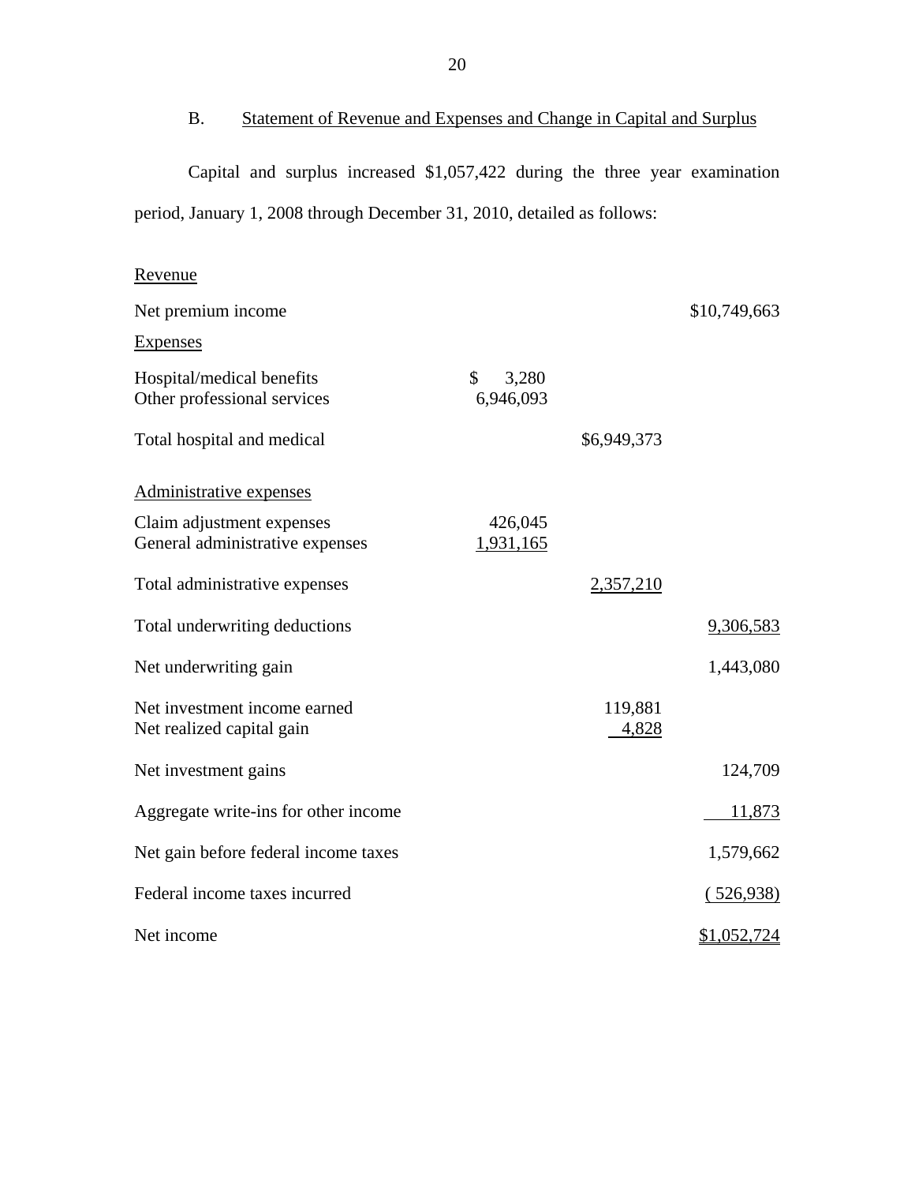## B. Statement of Revenue and Expenses and Change in Capital and Surplus

Capital and surplus increased $1,057,422 during the three year examination period, January 1, 2008 through December 31, 2010, detailed as follows:

| | | | |
|---|---|---|---|
| Revenue | | | |
| Net premium income | | | $10,749,663 |
| Expenses | | | |
| Hospital/medical benefits | $ 3,280 | | |
| Other professional services | 6,946,093 | | |
| Total hospital and medical | | $6,949,373 | |
| Administrative expenses | | | |
| Claim adjustment expenses | 426,045 | | |
| General administrative expenses | 1,931,165 | | |
| Total administrative expenses | | 2,357,210 | |
| Total underwriting deductions | | | 9,306,583 |
| Net underwriting gain | | | 1,443,080 |
| Net investment income earned | | 119,881 | |
| Net realized capital gain | | 4,828 | |
| Net investment gains | | | 124,709 |
| Aggregate write-ins for other income | | | 11,873 |
| Net gain before federal income taxes | | | 1,579,662 |
| Federal income taxes incurred | | | (526,938) |
| Net income | | | $1,052,724 |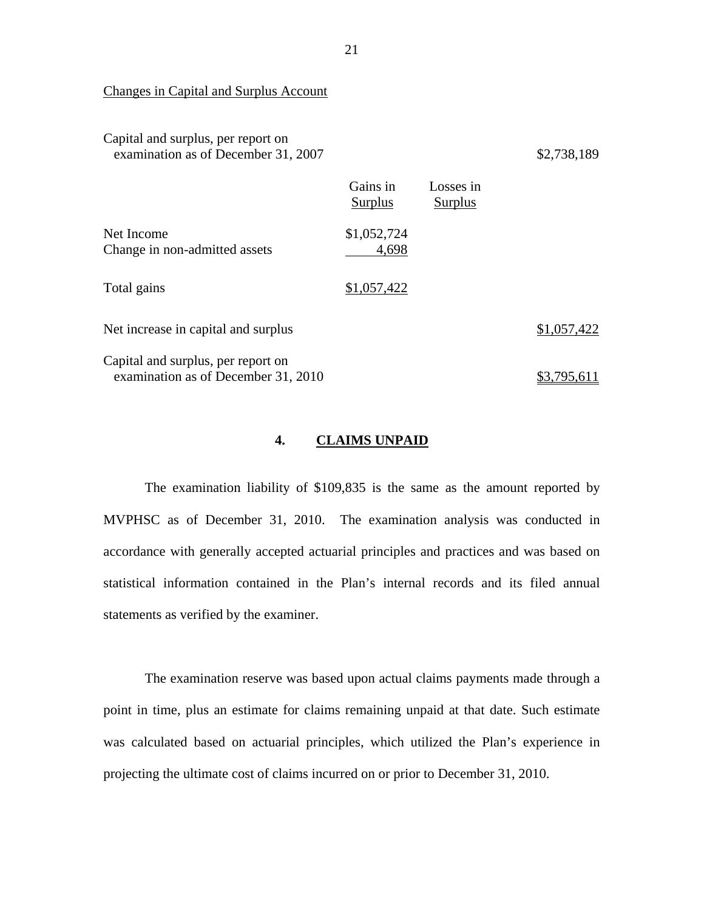Changes in Capital and Surplus Account

| | Gains in Surplus | Losses in Surplus | |
|---|---|---|---|
| Capital and surplus, per report on examination as of December 31, 2007 | | | $2,738,189 |
| Net Income | $1,052,724 | | |
| Change in non-admitted assets | 4,698 | | |
| Total gains | $1,057,422 | | |
| Net increase in capital and surplus | | | $1,057,422 |
| Capital and surplus, per report on examination as of December 31, 2010 | | | $3,795,611 |

## 4. CLAIMS UNPAID

The examination liability of $109,835 is the same as the amount reported by MVPHSC as of December 31, 2010. The examination analysis was conducted in accordance with generally accepted actuarial principles and practices and was based on statistical information contained in the Plan's internal records and its filed annual statements as verified by the examiner.

The examination reserve was based upon actual claims payments made through a point in time, plus an estimate for claims remaining unpaid at that date. Such estimate was calculated based on actuarial principles, which utilized the Plan's experience in projecting the ultimate cost of claims incurred on or prior to December 31, 2010.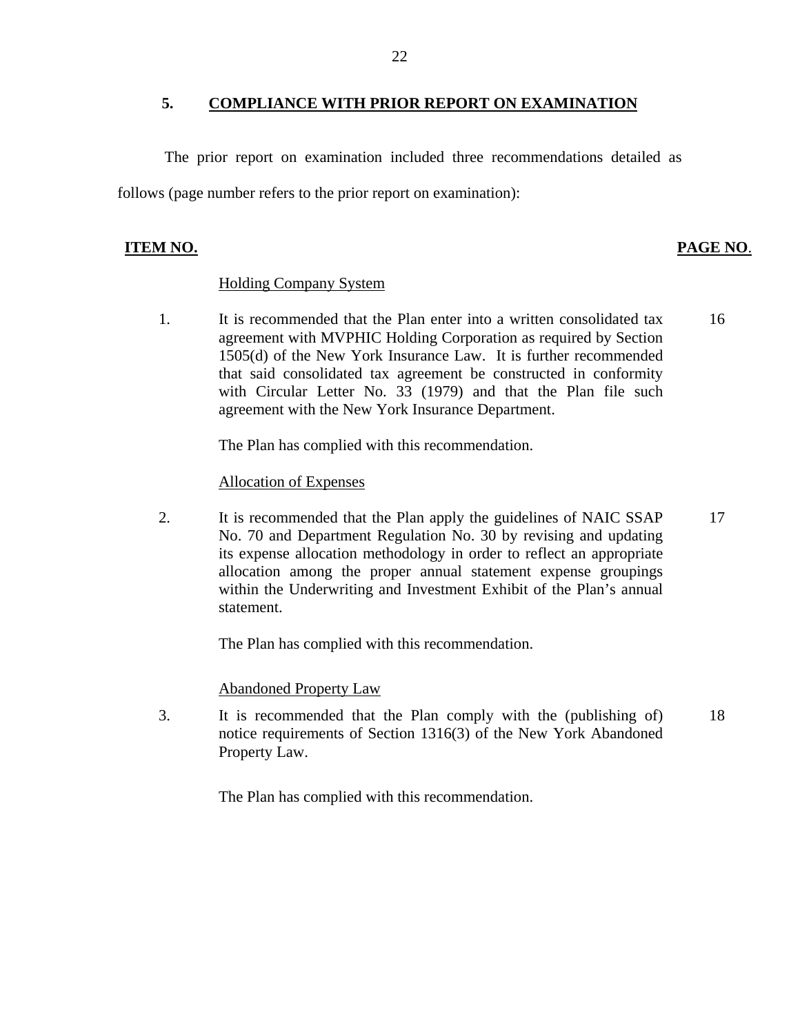## 5. COMPLIANCE WITH PRIOR REPORT ON EXAMINATION

The prior report on examination included three recommendations detailed as follows (page number refers to the prior report on examination):

| ITEM NO. | | PAGE NO. |
|---|---|---|
| | Holding Company System | |
| 1. | It is recommended that the Plan enter into a written consolidated tax agreement with MVPHIC Holding Corporation as required by Section 1505(d) of the New York Insurance Law. It is further recommended that said consolidated tax agreement be constructed in conformity with Circular Letter No. 33 (1979) and that the Plan file such agreement with the New York Insurance Department. | 16 |
| | The Plan has complied with this recommendation. | |
| | Allocation of Expenses | |
| 2. | It is recommended that the Plan apply the guidelines of NAIC SSAP No. 70 and Department Regulation No. 30 by revising and updating its expense allocation methodology in order to reflect an appropriate allocation among the proper annual statement expense groupings within the Underwriting and Investment Exhibit of the Plan's annual statement. | 17 |
| | The Plan has complied with this recommendation. | |
| | Abandoned Property Law | |
| 3. | It is recommended that the Plan comply with the (publishing of) notice requirements of Section 1316(3) of the New York Abandoned Property Law. | 18 |
| | The Plan has complied with this recommendation. | |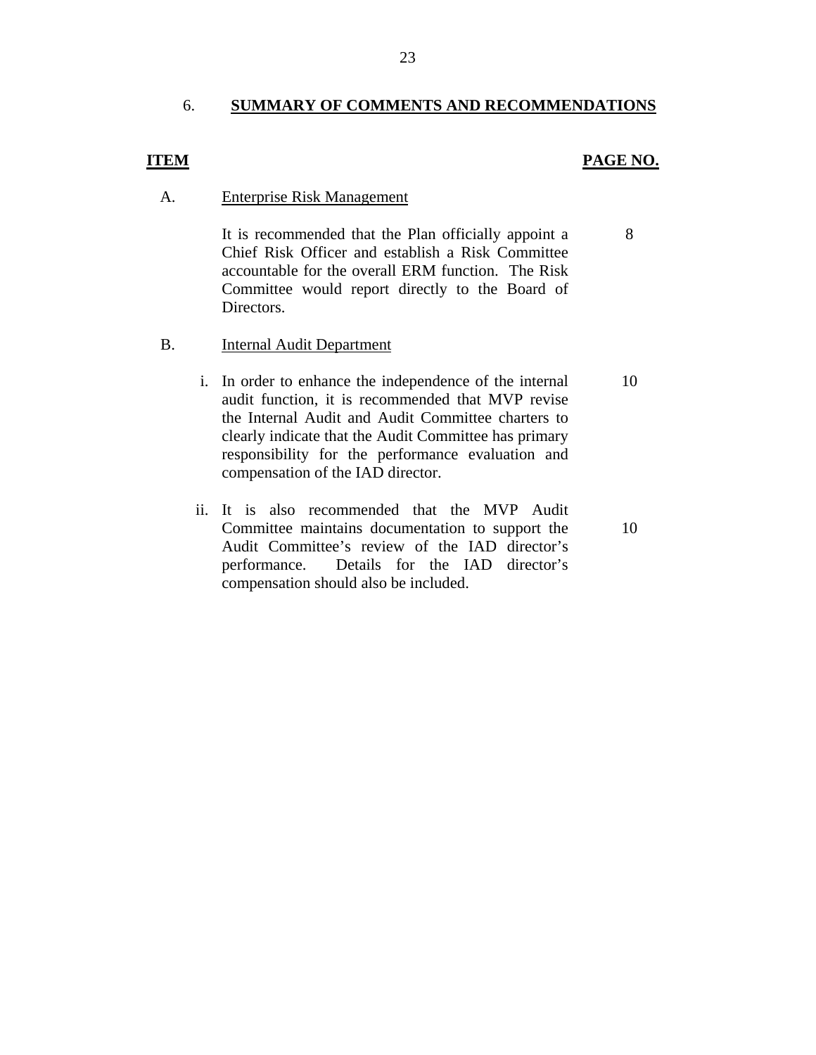## 6. SUMMARY OF COMMENTS AND RECOMMENDATIONS

| ITEM | | PAGE NO. |
|---|---|---|
| A. | Enterprise Risk Management | |
| | It is recommended that the Plan officially appoint a Chief Risk Officer and establish a Risk Committee accountable for the overall ERM function. The Risk Committee would report directly to the Board of Directors. | 8 |
| B. | Internal Audit Department | |
| | i. In order to enhance the independence of the internal audit function, it is recommended that MVP revise the Internal Audit and Audit Committee charters to clearly indicate that the Audit Committee has primary responsibility for the performance evaluation and compensation of the IAD director. | 10 |
| | ii. It is also recommended that the MVP Audit Committee maintains documentation to support the Audit Committee's review of the IAD director's performance. Details for the IAD director's compensation should also be included. | 10 |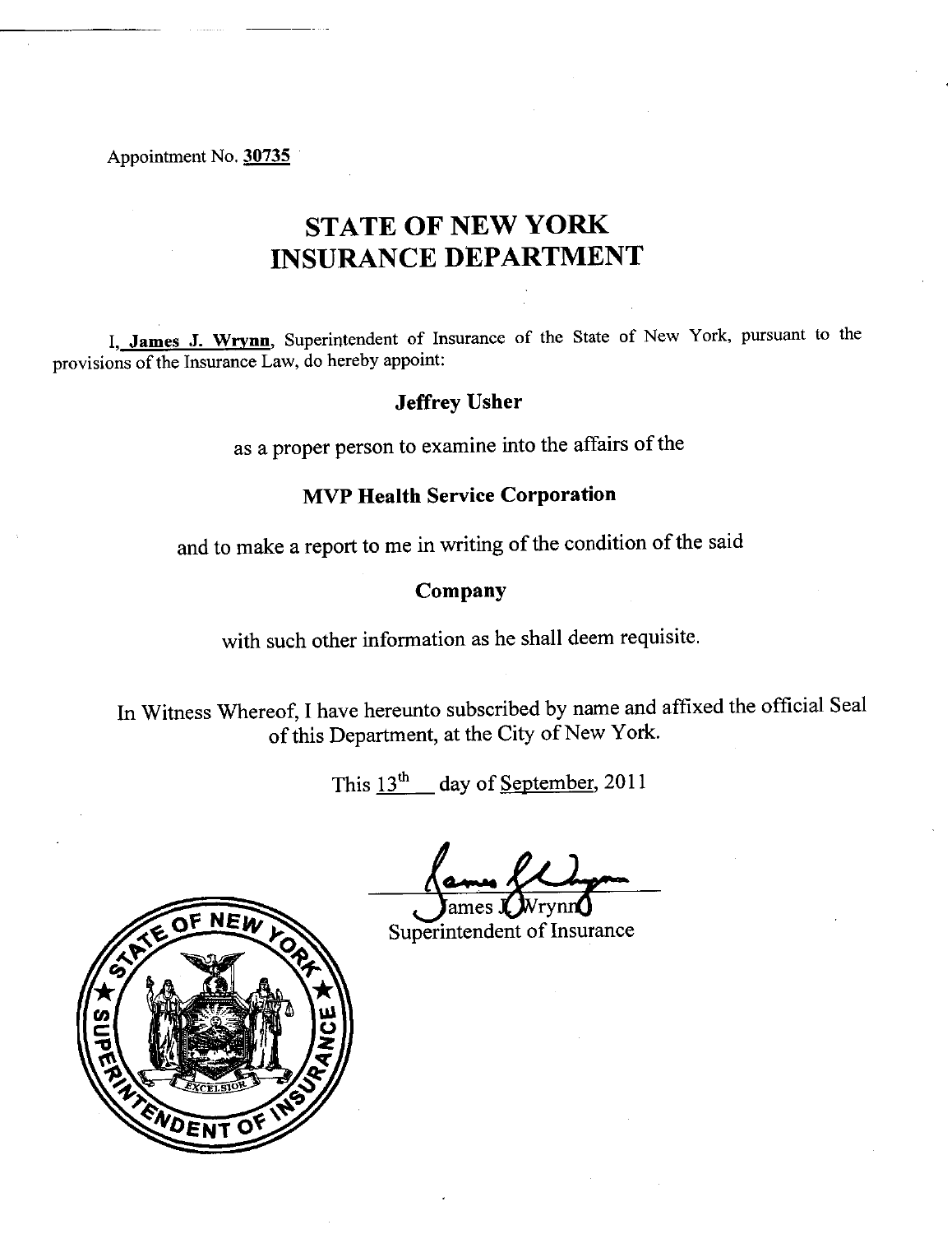Appointment No. **30735**

# STATE OF NEW YORK
# INSURANCE DEPARTMENT

I, **James J. Wrynn**, Superintendent of Insurance of the State of New York, pursuant to the provisions of the Insurance Law, do hereby appoint:

**Jeffrey Usher**

as a proper person to examine into the affairs of the

**MVP Health Service Corporation**

and to make a report to me in writing of the condition of the said

**Company**

with such other information as he shall deem requisite.

In Witness Whereof, I have hereunto subscribed by name and affixed the official Seal of this Department, at the City of New York.

This 13th day of September, 2011

James J. Wrynn
Superintendent of Insurance

STATE OF NEW YORK ★ SUPERINTENDENT OF INSURANCE ★ EXCELSIOR